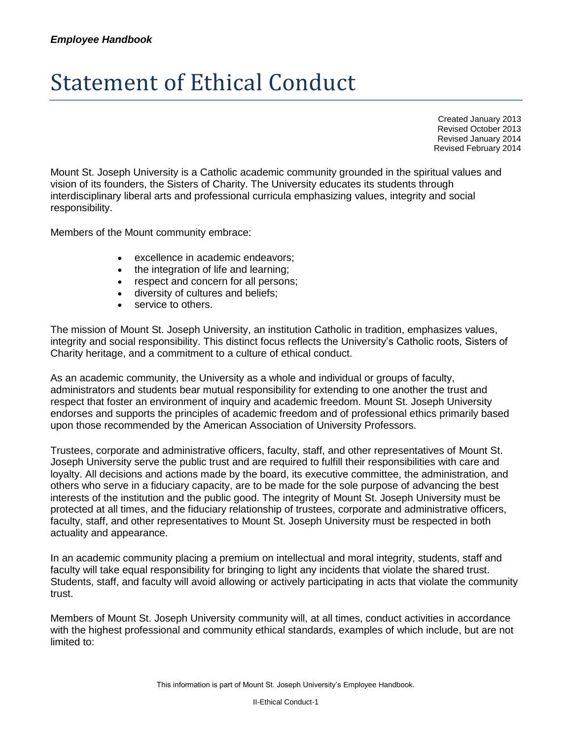# Statement of Ethical Conduct

Created January 2013
Revised October 2013
Revised January 2014
Revised February 2014

Mount St. Joseph University is a Catholic academic community grounded in the spiritual values and vision of its founders, the Sisters of Charity. The University educates its students through interdisciplinary liberal arts and professional curricula emphasizing values, integrity and social responsibility.

Members of the Mount community embrace:

- excellence in academic endeavors;
- the integration of life and learning;
- respect and concern for all persons;
- diversity of cultures and beliefs;
- service to others.

The mission of Mount St. Joseph University, an institution Catholic in tradition, emphasizes values, integrity and social responsibility. This distinct focus reflects the University's Catholic roots, Sisters of Charity heritage, and a commitment to a culture of ethical conduct.

As an academic community, the University as a whole and individual or groups of faculty, administrators and students bear mutual responsibility for extending to one another the trust and respect that foster an environment of inquiry and academic freedom. Mount St. Joseph University endorses and supports the principles of academic freedom and of professional ethics primarily based upon those recommended by the American Association of University Professors.

Trustees, corporate and administrative officers, faculty, staff, and other representatives of Mount St. Joseph University serve the public trust and are required to fulfill their responsibilities with care and loyalty. All decisions and actions made by the board, its executive committee, the administration, and others who serve in a fiduciary capacity, are to be made for the sole purpose of advancing the best interests of the institution and the public good. The integrity of Mount St. Joseph University must be protected at all times, and the fiduciary relationship of trustees, corporate and administrative officers, faculty, staff, and other representatives to Mount St. Joseph University must be respected in both actuality and appearance.

In an academic community placing a premium on intellectual and moral integrity, students, staff and faculty will take equal responsibility for bringing to light any incidents that violate the shared trust. Students, staff, and faculty will avoid allowing or actively participating in acts that violate the community trust.

Members of Mount St. Joseph University community will, at all times, conduct activities in accordance with the highest professional and community ethical standards, examples of which include, but are not limited to: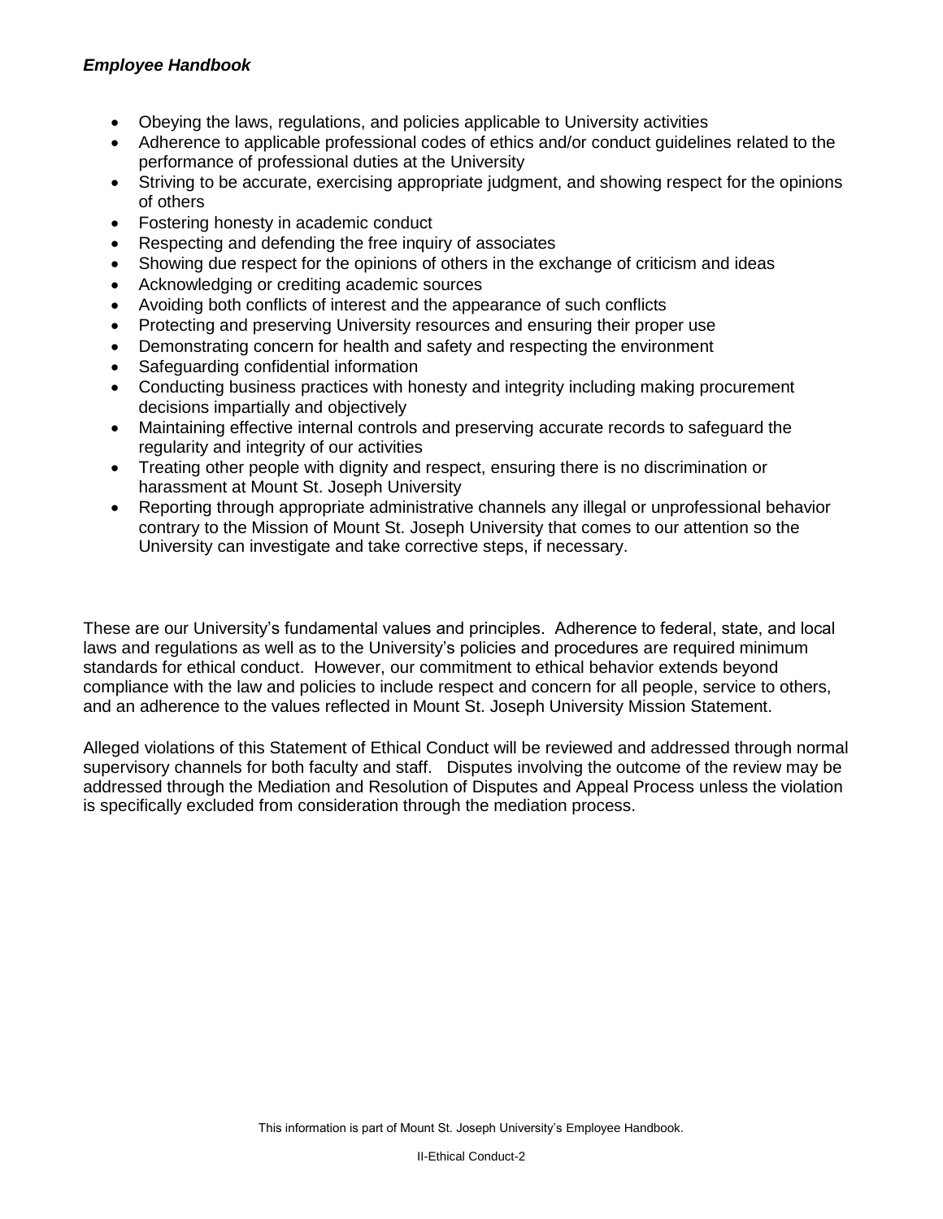- Obeying the laws, regulations, and policies applicable to University activities
- Adherence to applicable professional codes of ethics and/or conduct guidelines related to the performance of professional duties at the University
- Striving to be accurate, exercising appropriate judgment, and showing respect for the opinions of others
- Fostering honesty in academic conduct
- Respecting and defending the free inquiry of associates
- Showing due respect for the opinions of others in the exchange of criticism and ideas
- Acknowledging or crediting academic sources
- Avoiding both conflicts of interest and the appearance of such conflicts
- Protecting and preserving University resources and ensuring their proper use
- Demonstrating concern for health and safety and respecting the environment
- Safeguarding confidential information
- Conducting business practices with honesty and integrity including making procurement decisions impartially and objectively
- Maintaining effective internal controls and preserving accurate records to safeguard the regularity and integrity of our activities
- Treating other people with dignity and respect, ensuring there is no discrimination or harassment at Mount St. Joseph University
- Reporting through appropriate administrative channels any illegal or unprofessional behavior contrary to the Mission of Mount St. Joseph University that comes to our attention so the University can investigate and take corrective steps, if necessary.

These are our University's fundamental values and principles. Adherence to federal, state, and local laws and regulations as well as to the University's policies and procedures are required minimum standards for ethical conduct. However, our commitment to ethical behavior extends beyond compliance with the law and policies to include respect and concern for all people, service to others, and an adherence to the values reflected in Mount St. Joseph University Mission Statement.

Alleged violations of this Statement of Ethical Conduct will be reviewed and addressed through normal supervisory channels for both faculty and staff. Disputes involving the outcome of the review may be addressed through the Mediation and Resolution of Disputes and Appeal Process unless the violation is specifically excluded from consideration through the mediation process.